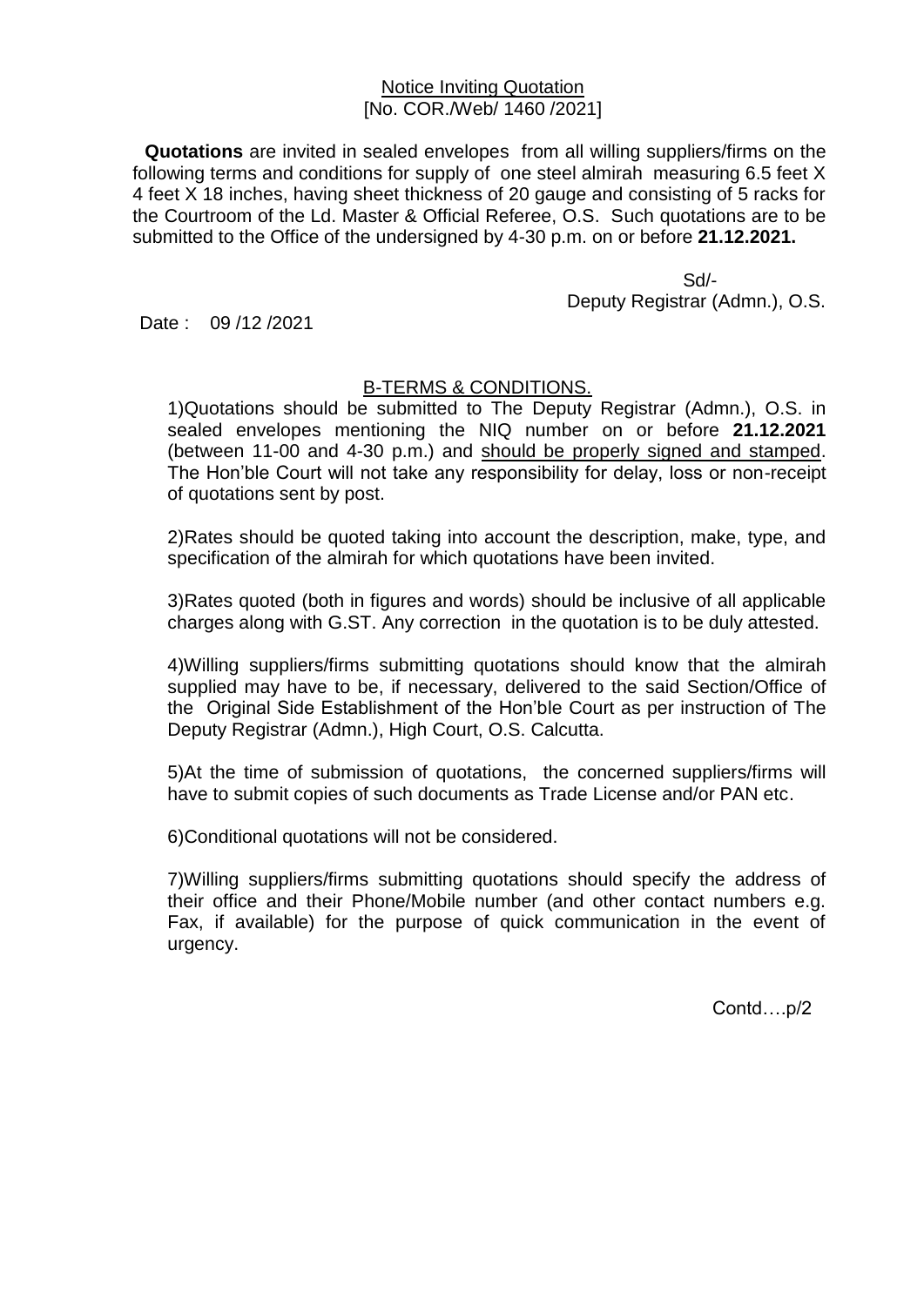<u>Notice Inviting Quotation</u>
[No. COR./Web/ 1460 /2021]

**Quotations** are invited in sealed envelopes from all willing suppliers/firms on the following terms and conditions for supply of one steel almirah measuring 6.5 feet X 4 feet X 18 inches, having sheet thickness of 20 gauge and consisting of 5 racks for the Courtroom of the Ld. Master & Official Referee, O.S. Such quotations are to be submitted to the Office of the undersigned by 4-30 p.m. on or before **21.12.2021.**

Sd/-
Deputy Registrar (Admn.), O.S.

Date : 09 /12 /2021

<u>B-TERMS & CONDITIONS.</u>

1)Quotations should be submitted to The Deputy Registrar (Admn.), O.S. in sealed envelopes mentioning the NIQ number on or before **21.12.2021** (between 11-00 and 4-30 p.m.) and <u>should be properly signed and stamped</u>. The Hon'ble Court will not take any responsibility for delay, loss or non-receipt of quotations sent by post.

2)Rates should be quoted taking into account the description, make, type, and specification of the almirah for which quotations have been invited.

3)Rates quoted (both in figures and words) should be inclusive of all applicable charges along with G.ST. Any correction in the quotation is to be duly attested.

4)Willing suppliers/firms submitting quotations should know that the almirah supplied may have to be, if necessary, delivered to the said Section/Office of the Original Side Establishment of the Hon'ble Court as per instruction of The Deputy Registrar (Admn.), High Court, O.S. Calcutta.

5)At the time of submission of quotations, the concerned suppliers/firms will have to submit copies of such documents as Trade License and/or PAN etc.

6)Conditional quotations will not be considered.

7)Willing suppliers/firms submitting quotations should specify the address of their office and their Phone/Mobile number (and other contact numbers e.g. Fax, if available) for the purpose of quick communication in the event of urgency.

Contd….p/2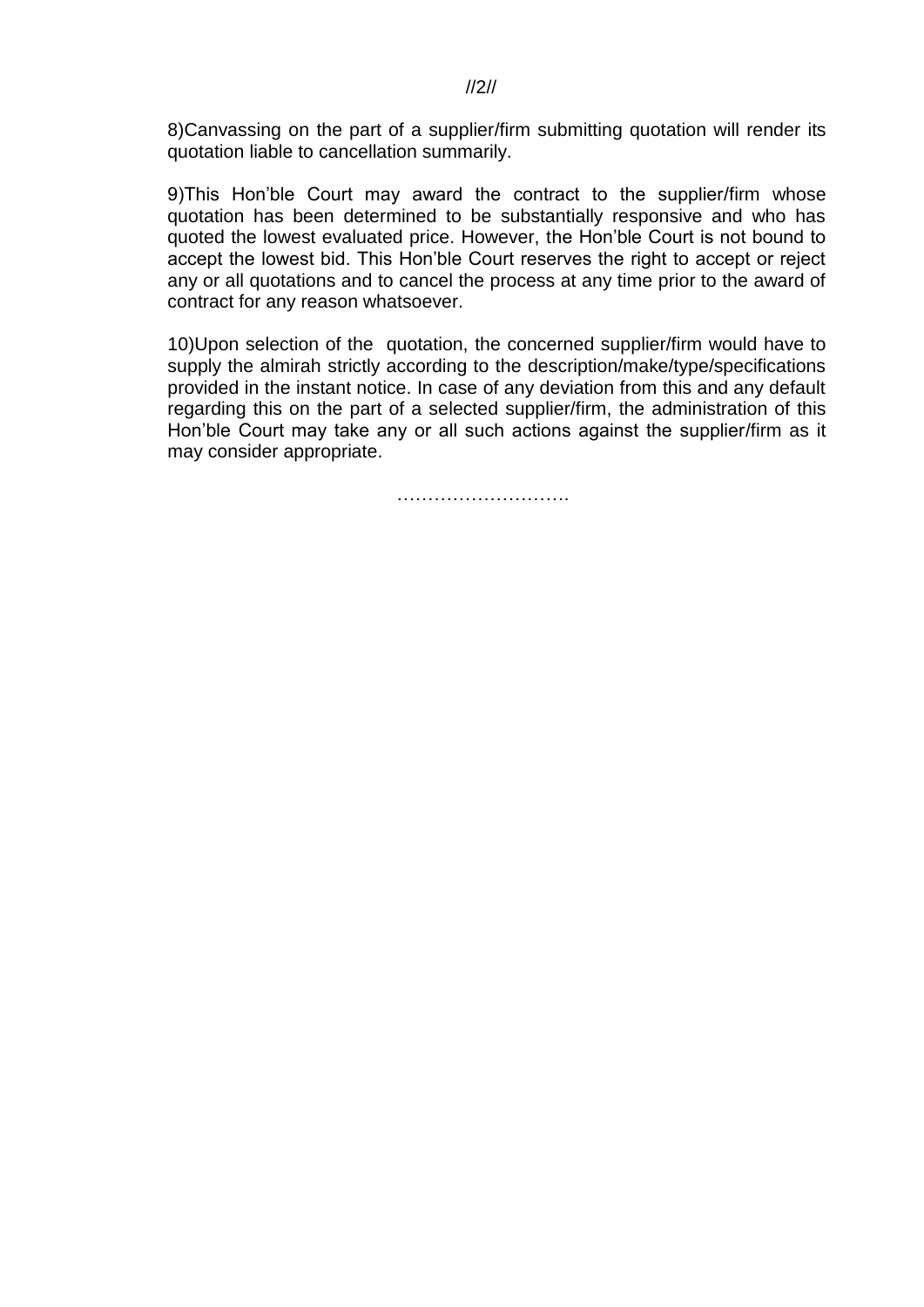8)Canvassing on the part of a supplier/firm submitting quotation will render its quotation liable to cancellation summarily.

9)This Hon'ble Court may award the contract to the supplier/firm whose quotation has been determined to be substantially responsive and who has quoted the lowest evaluated price. However, the Hon'ble Court is not bound to accept the lowest bid. This Hon'ble Court reserves the right to accept or reject any or all quotations and to cancel the process at any time prior to the award of contract for any reason whatsoever.

10)Upon selection of the quotation, the concerned supplier/firm would have to supply the almirah strictly according to the description/make/type/specifications provided in the instant notice. In case of any deviation from this and any default regarding this on the part of a selected supplier/firm, the administration of this Hon'ble Court may take any or all such actions against the supplier/firm as it may consider appropriate.

……………………….